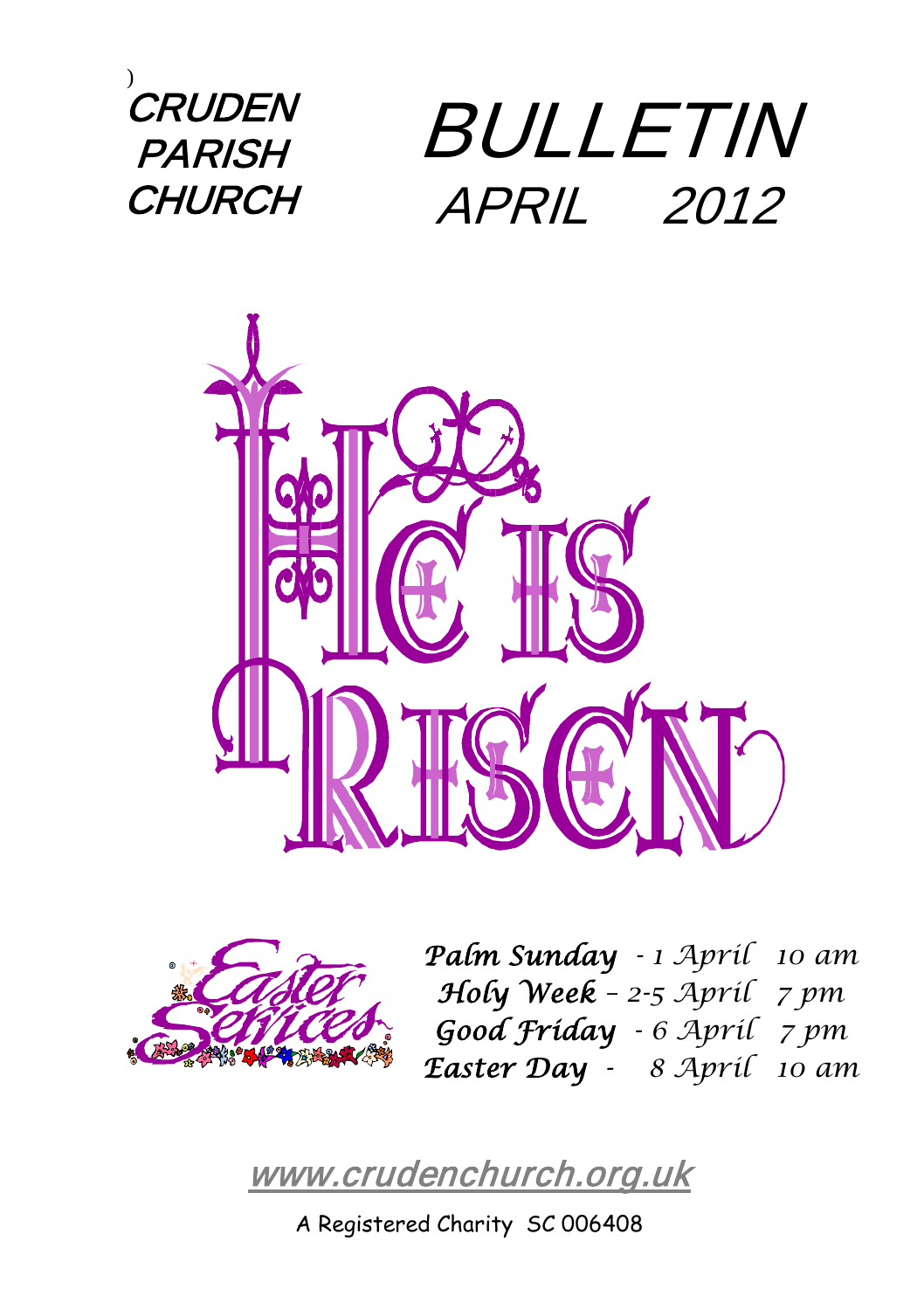CRUDEN PARISH CHURCH

# BULLETIN
## APRIL 2012

# He is Risen

Easter Services

| | | |
|---|---|---|
| ***Palm Sunday*** - | *1 April* | *10 am* |
| ***Holy Week*** – | *2-5 April* | *7 pm* |
| ***Good Friday*** - | *6 April* | *7 pm* |
| ***Easter Day*** - | *8 April* | *10 am* |

www.crudenchurch.org.uk

A Registered Charity SC 006408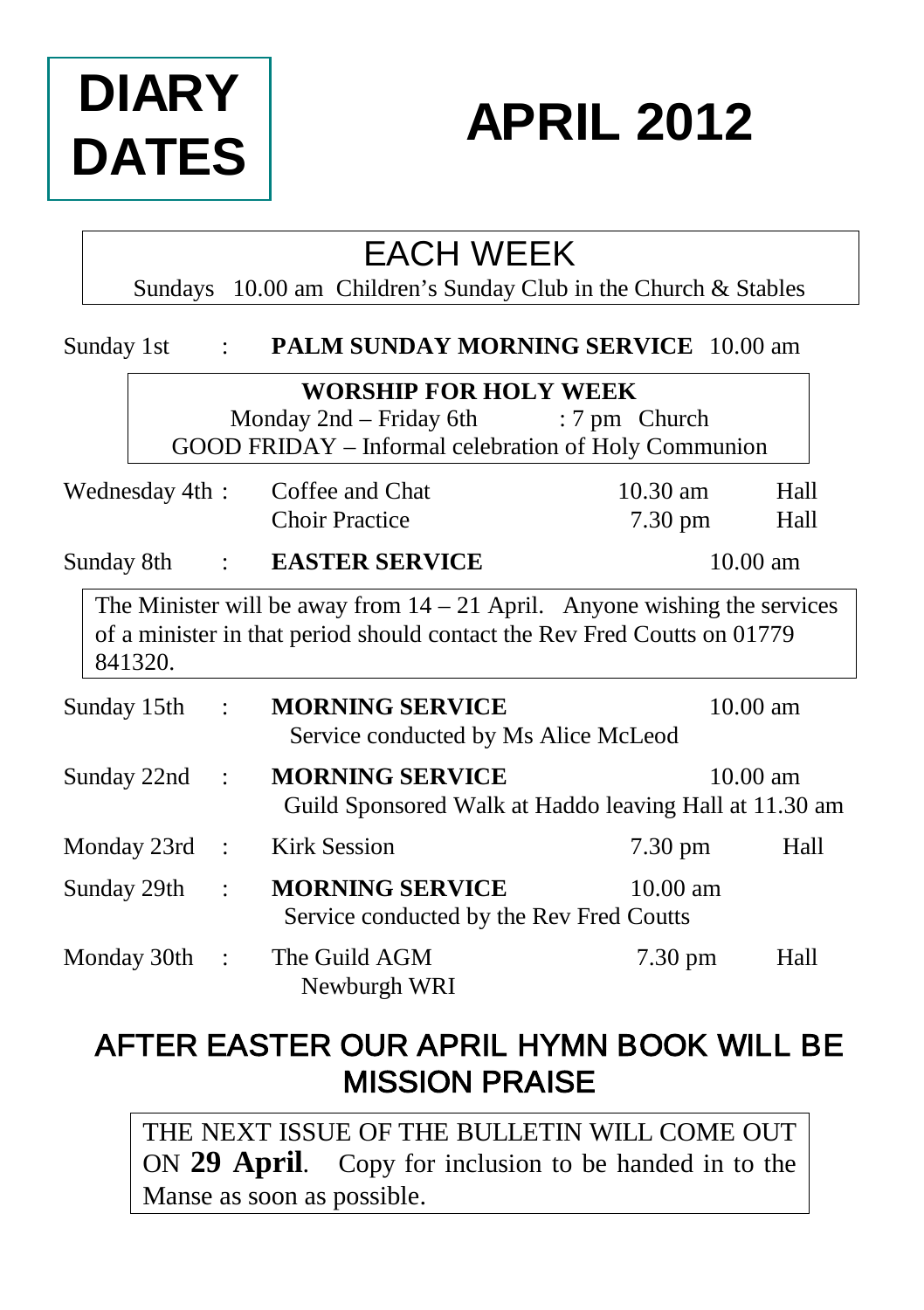# DIARY DATES

# APRIL 2012

## EACH WEEK

Sundays 10.00 am Children's Sunday Club in the Church & Stables

Sunday 1st : **PALM SUNDAY MORNING SERVICE** 10.00 am

**WORSHIP FOR HOLY WEEK**
Monday 2nd – Friday 6th : 7 pm Church
GOOD FRIDAY – Informal celebration of Holy Communion

| | | | | |
|---|---|---|---|---|
| Wednesday 4th | : | Coffee and Chat | 10.30 am | Hall |
| | | Choir Practice | 7.30 pm | Hall |
| Sunday 8th | : | **EASTER SERVICE** | 10.00 am | |

The Minister will be away from 14 – 21 April. Anyone wishing the services of a minister in that period should contact the Rev Fred Coutts on 01779 841320.

| | | | | |
|---|---|---|---|---|
| Sunday 15th | : | **MORNING SERVICE**<br>Service conducted by Ms Alice McLeod | 10.00 am | |
| Sunday 22nd | : | **MORNING SERVICE**<br>Guild Sponsored Walk at Haddo leaving Hall at 11.30 am | 10.00 am | |
| Monday 23rd | : | Kirk Session | 7.30 pm | Hall |
| Sunday 29th | : | **MORNING SERVICE**<br>Service conducted by the Rev Fred Coutts | 10.00 am | |
| Monday 30th | : | The Guild AGM<br>Newburgh WRI | 7.30 pm | Hall |

## AFTER EASTER OUR APRIL HYMN BOOK WILL BE MISSION PRAISE

THE NEXT ISSUE OF THE BULLETIN WILL COME OUT ON **29 April**. Copy for inclusion to be handed in to the Manse as soon as possible.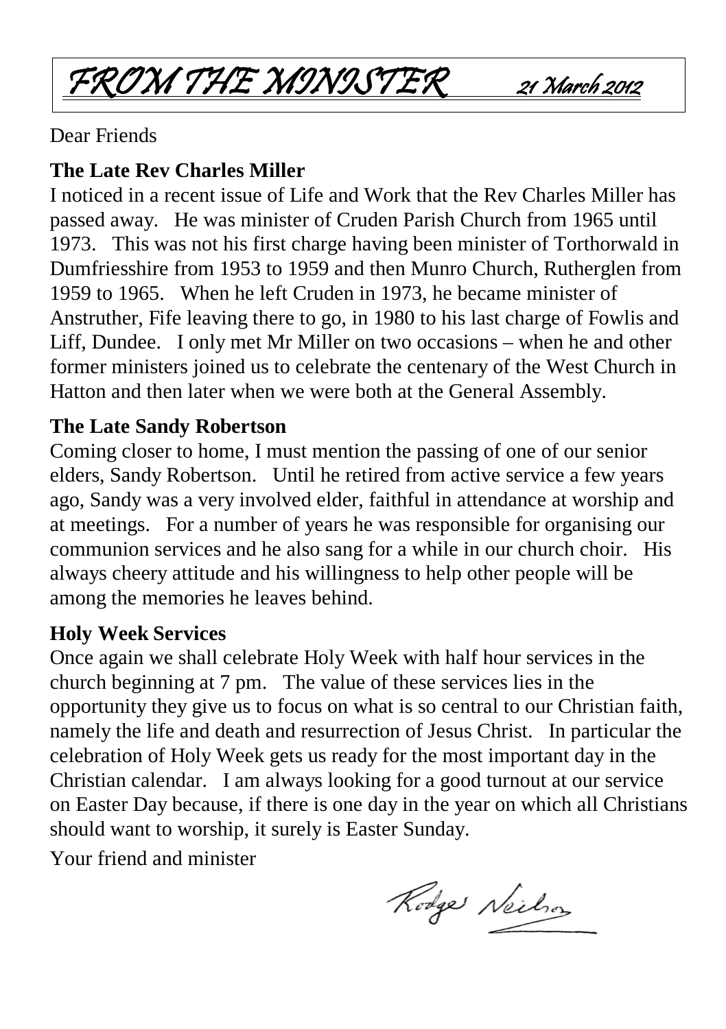# *FROM THE MINISTER* *21 March 2012*

Dear Friends

**The Late Rev Charles Miller**

I noticed in a recent issue of Life and Work that the Rev Charles Miller has passed away. He was minister of Cruden Parish Church from 1965 until 1973. This was not his first charge having been minister of Torthorwald in Dumfriesshire from 1953 to 1959 and then Munro Church, Rutherglen from 1959 to 1965. When he left Cruden in 1973, he became minister of Anstruther, Fife leaving there to go, in 1980 to his last charge of Fowlis and Liff, Dundee. I only met Mr Miller on two occasions – when he and other former ministers joined us to celebrate the centenary of the West Church in Hatton and then later when we were both at the General Assembly.

**The Late Sandy Robertson**

Coming closer to home, I must mention the passing of one of our senior elders, Sandy Robertson. Until he retired from active service a few years ago, Sandy was a very involved elder, faithful in attendance at worship and at meetings. For a number of years he was responsible for organising our communion services and he also sang for a while in our church choir. His always cheery attitude and his willingness to help other people will be among the memories he leaves behind.

**Holy Week Services**

Once again we shall celebrate Holy Week with half hour services in the church beginning at 7 pm. The value of these services lies in the opportunity they give us to focus on what is so central to our Christian faith, namely the life and death and resurrection of Jesus Christ. In particular the celebration of Holy Week gets us ready for the most important day in the Christian calendar. I am always looking for a good turnout at our service on Easter Day because, if there is one day in the year on which all Christians should want to worship, it surely is Easter Sunday.

Your friend and minister

Rodger Neilson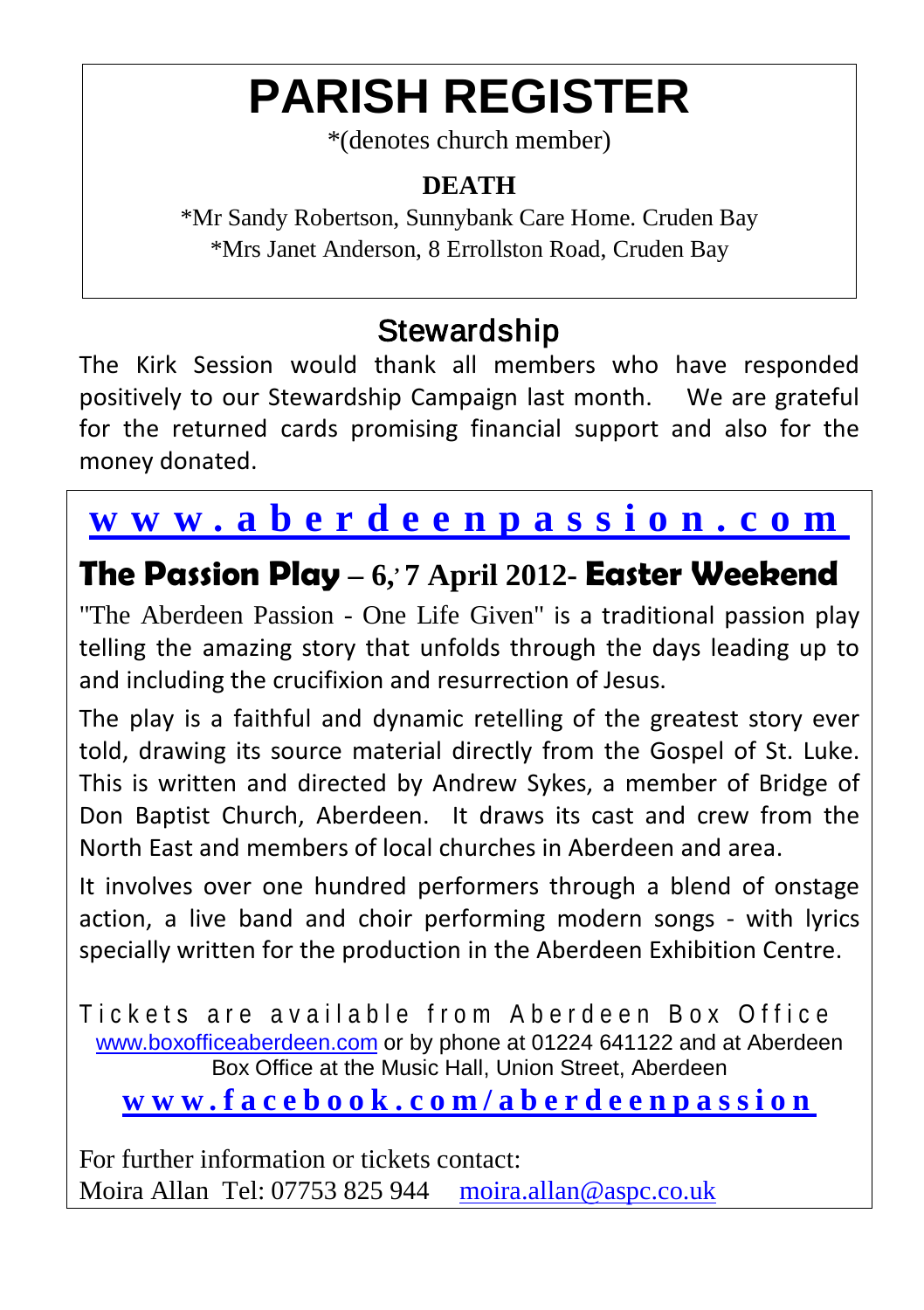# PARISH REGISTER

*(denotes church member)

**DEATH**

*Mr Sandy Robertson, Sunnybank Care Home. Cruden Bay
*Mrs Janet Anderson, 8 Errollston Road, Cruden Bay

## Stewardship

The Kirk Session would thank all members who have responded positively to our Stewardship Campaign last month. We are grateful for the returned cards promising financial support and also for the money donated.

**www.aberdeenpassion.com**

## The Passion Play – 6,' 7 April 2012- Easter Weekend

"The Aberdeen Passion - One Life Given" is a traditional passion play telling the amazing story that unfolds through the days leading up to and including the crucifixion and resurrection of Jesus.

The play is a faithful and dynamic retelling of the greatest story ever told, drawing its source material directly from the Gospel of St. Luke. This is written and directed by Andrew Sykes, a member of Bridge of Don Baptist Church, Aberdeen. It draws its cast and crew from the North East and members of local churches in Aberdeen and area.

It involves over one hundred performers through a blend of onstage action, a live band and choir performing modern songs - with lyrics specially written for the production in the Aberdeen Exhibition Centre.

Tickets are available from Aberdeen Box Office www.boxofficeaberdeen.com or by phone at 01224 641122 and at Aberdeen Box Office at the Music Hall, Union Street, Aberdeen

**www.facebook.com/aberdeenpassion**

For further information or tickets contact:
Moira Allan Tel: 07753 825 944 moira.allan@aspc.co.uk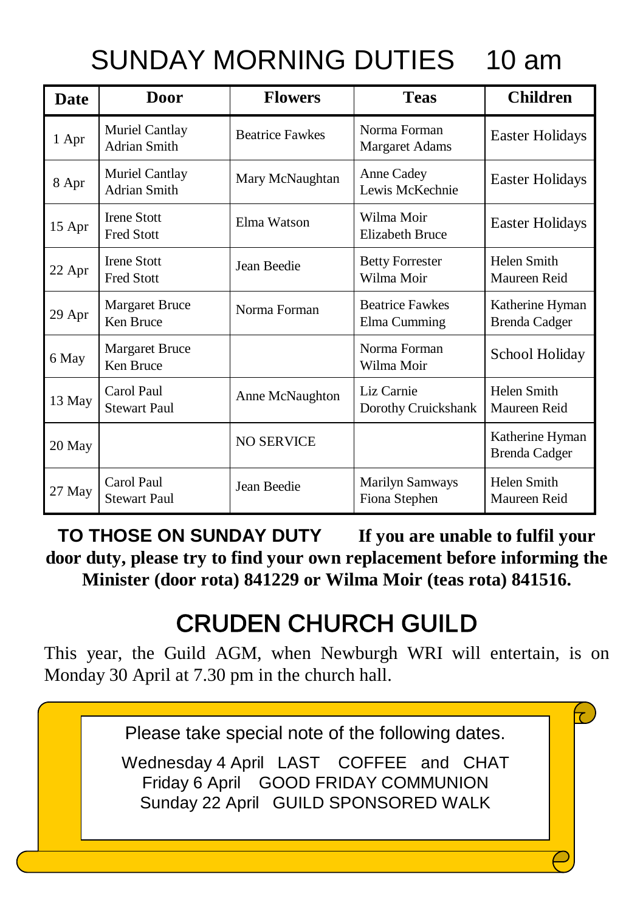# SUNDAY MORNING DUTIES 10 am

| Date | Door | Flowers | Teas | Children |
|---|---|---|---|---|
| 1 Apr | Muriel Cantlay<br>Adrian Smith | Beatrice Fawkes | Norma Forman<br>Margaret Adams | Easter Holidays |
| 8 Apr | Muriel Cantlay<br>Adrian Smith | Mary McNaughtan | Anne Cadey<br>Lewis McKechnie | Easter Holidays |
| 15 Apr | Irene Stott<br>Fred Stott | Elma Watson | Wilma Moir<br>Elizabeth Bruce | Easter Holidays |
| 22 Apr | Irene Stott<br>Fred Stott | Jean Beedie | Betty Forrester<br>Wilma Moir | Helen Smith<br>Maureen Reid |
| 29 Apr | Margaret Bruce<br>Ken Bruce | Norma Forman | Beatrice Fawkes<br>Elma Cumming | Katherine Hyman<br>Brenda Cadger |
| 6 May | Margaret Bruce<br>Ken Bruce | | Norma Forman<br>Wilma Moir | School Holiday |
| 13 May | Carol Paul<br>Stewart Paul | Anne McNaughton | Liz Carnie<br>Dorothy Cruickshank | Helen Smith<br>Maureen Reid |
| 20 May | | NO SERVICE | | Katherine Hyman<br>Brenda Cadger |
| 27 May | Carol Paul<br>Stewart Paul | Jean Beedie | Marilyn Samways<br>Fiona Stephen | Helen Smith<br>Maureen Reid |

**TO THOSE ON SUNDAY DUTY** **If you are unable to fulfil your door duty, please try to find your own replacement before informing the Minister (door rota) 841229 or Wilma Moir (teas rota) 841516.**

# CRUDEN CHURCH GUILD

This year, the Guild AGM, when Newburgh WRI will entertain, is on Monday 30 April at 7.30 pm in the church hall.

Please take special note of the following dates.

Wednesday 4 April LAST COFFEE and CHAT
Friday 6 April GOOD FRIDAY COMMUNION
Sunday 22 April GUILD SPONSORED WALK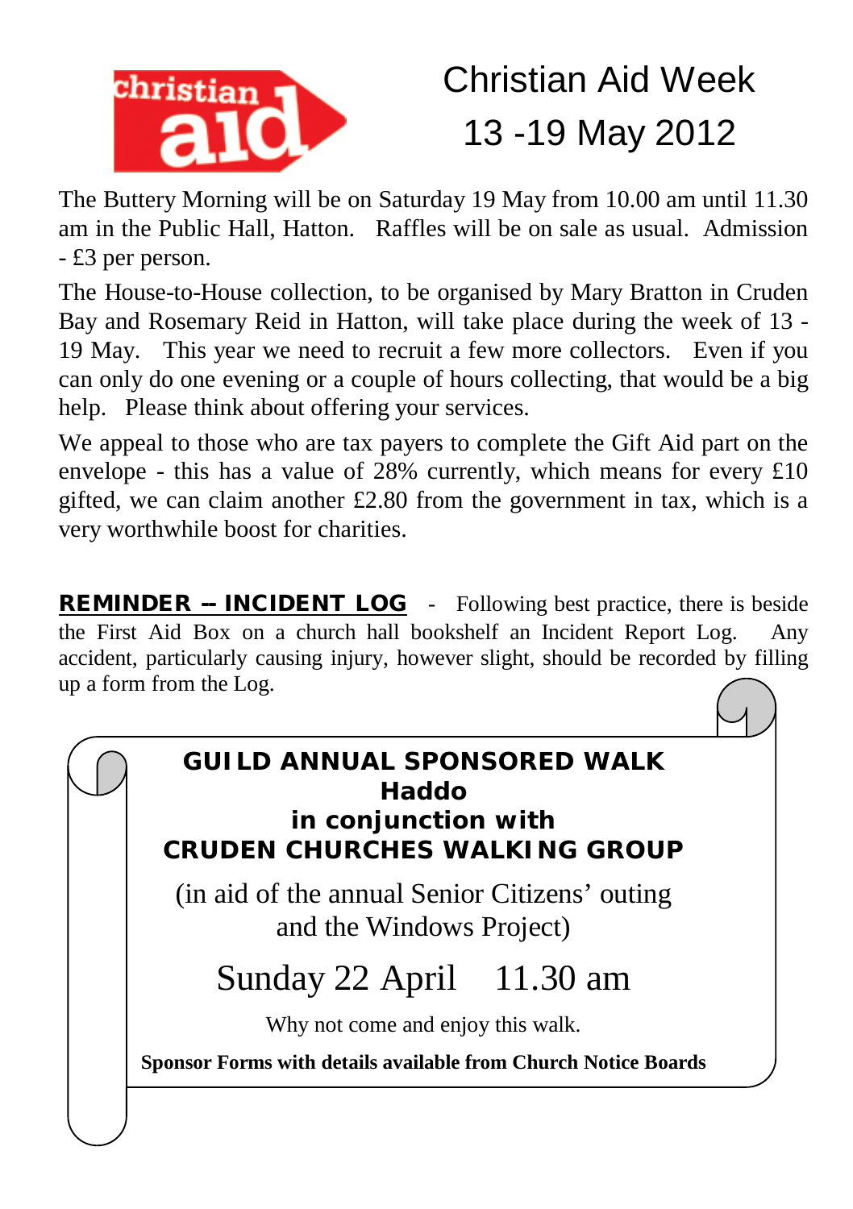christian aid

# Christian Aid Week
# 13 -19 May 2012

The Buttery Morning will be on Saturday 19 May from 10.00 am until 11.30 am in the Public Hall, Hatton. Raffles will be on sale as usual. Admission - £3 per person.

The House-to-House collection, to be organised by Mary Bratton in Cruden Bay and Rosemary Reid in Hatton, will take place during the week of 13 - 19 May. This year we need to recruit a few more collectors. Even if you can only do one evening or a couple of hours collecting, that would be a big help. Please think about offering your services.

We appeal to those who are tax payers to complete the Gift Aid part on the envelope - this has a value of 28% currently, which means for every £10 gifted, we can claim another £2.80 from the government in tax, which is a very worthwhile boost for charities.

**REMINDER -- INCIDENT LOG** - Following best practice, there is beside the First Aid Box on a church hall bookshelf an Incident Report Log. Any accident, particularly causing injury, however slight, should be recorded by filling up a form from the Log.

**GUILD ANNUAL SPONSORED WALK**
**Haddo**
**in conjunction with**
**CRUDEN CHURCHES WALKING GROUP**

(in aid of the annual Senior Citizens' outing and the Windows Project)

Sunday 22 April 11.30 am

Why not come and enjoy this walk.

**Sponsor Forms with details available from Church Notice Boards**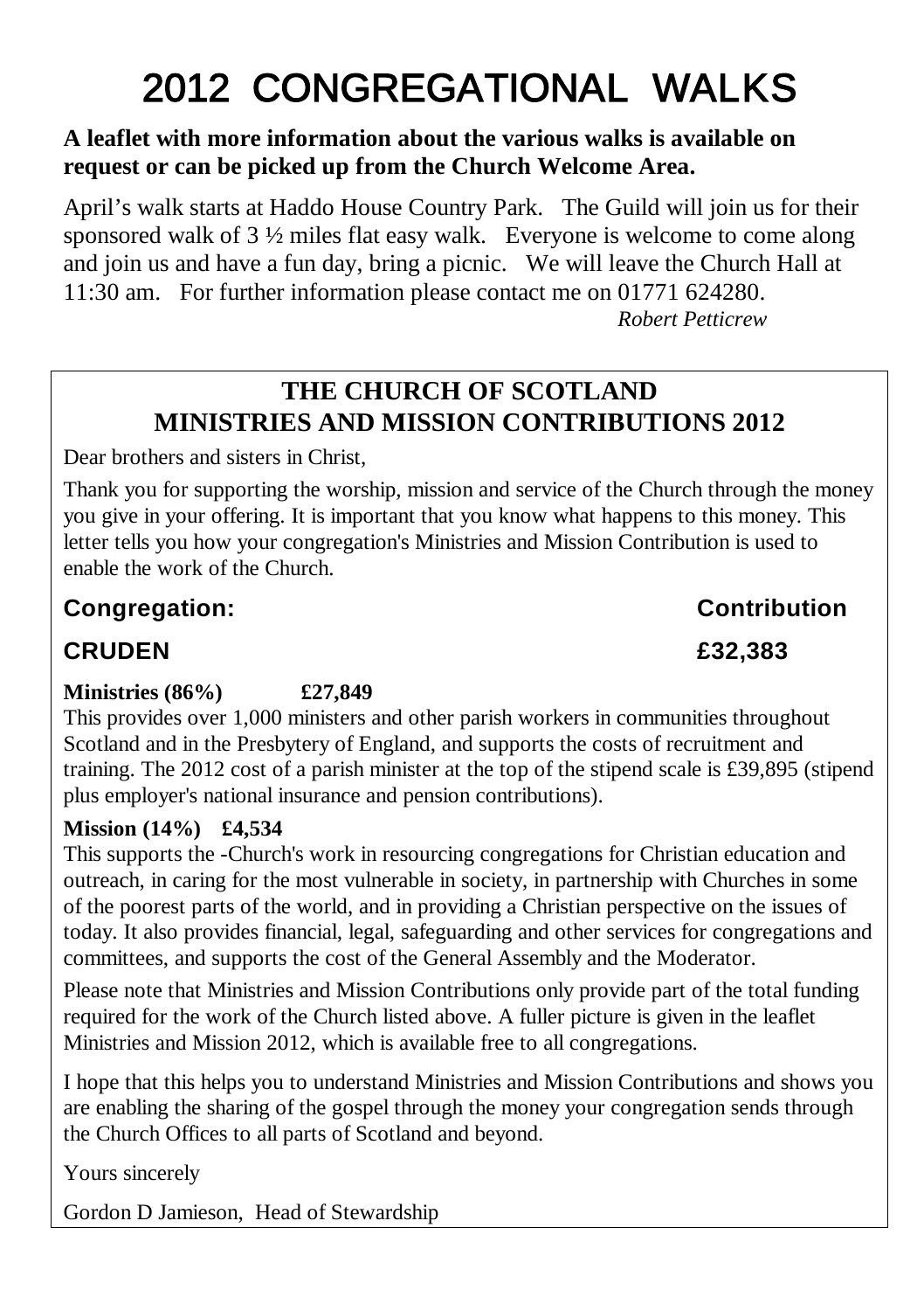# 2012 CONGREGATIONAL WALKS

**A leaflet with more information about the various walks is available on request or can be picked up from the Church Welcome Area.**

April's walk starts at Haddo House Country Park. The Guild will join us for their sponsored walk of 3 ½ miles flat easy walk. Everyone is welcome to come along and join us and have a fun day, bring a picnic. We will leave the Church Hall at 11:30 am. For further information please contact me on 01771 624280.

*Robert Petticrew*

## THE CHURCH OF SCOTLAND MINISTRIES AND MISSION CONTRIBUTIONS 2012

Dear brothers and sisters in Christ,

Thank you for supporting the worship, mission and service of the Church through the money you give in your offering. It is important that you know what happens to this money. This letter tells you how your congregation's Ministries and Mission Contribution is used to enable the work of the Church.

| Congregation: | Contribution |
|---|---|
| **CRUDEN** | **£32,383** |

**Ministries (86%) £27,849**
This provides over 1,000 ministers and other parish workers in communities throughout Scotland and in the Presbytery of England, and supports the costs of recruitment and training. The 2012 cost of a parish minister at the top of the stipend scale is £39,895 (stipend plus employer's national insurance and pension contributions).

**Mission (14%) £4,534**
This supports the -Church's work in resourcing congregations for Christian education and outreach, in caring for the most vulnerable in society, in partnership with Churches in some of the poorest parts of the world, and in providing a Christian perspective on the issues of today. It also provides financial, legal, safeguarding and other services for congregations and committees, and supports the cost of the General Assembly and the Moderator.

Please note that Ministries and Mission Contributions only provide part of the total funding required for the work of the Church listed above. A fuller picture is given in the leaflet Ministries and Mission 2012, which is available free to all congregations.

I hope that this helps you to understand Ministries and Mission Contributions and shows you are enabling the sharing of the gospel through the money your congregation sends through the Church Offices to all parts of Scotland and beyond.

Yours sincerely

Gordon D Jamieson, Head of Stewardship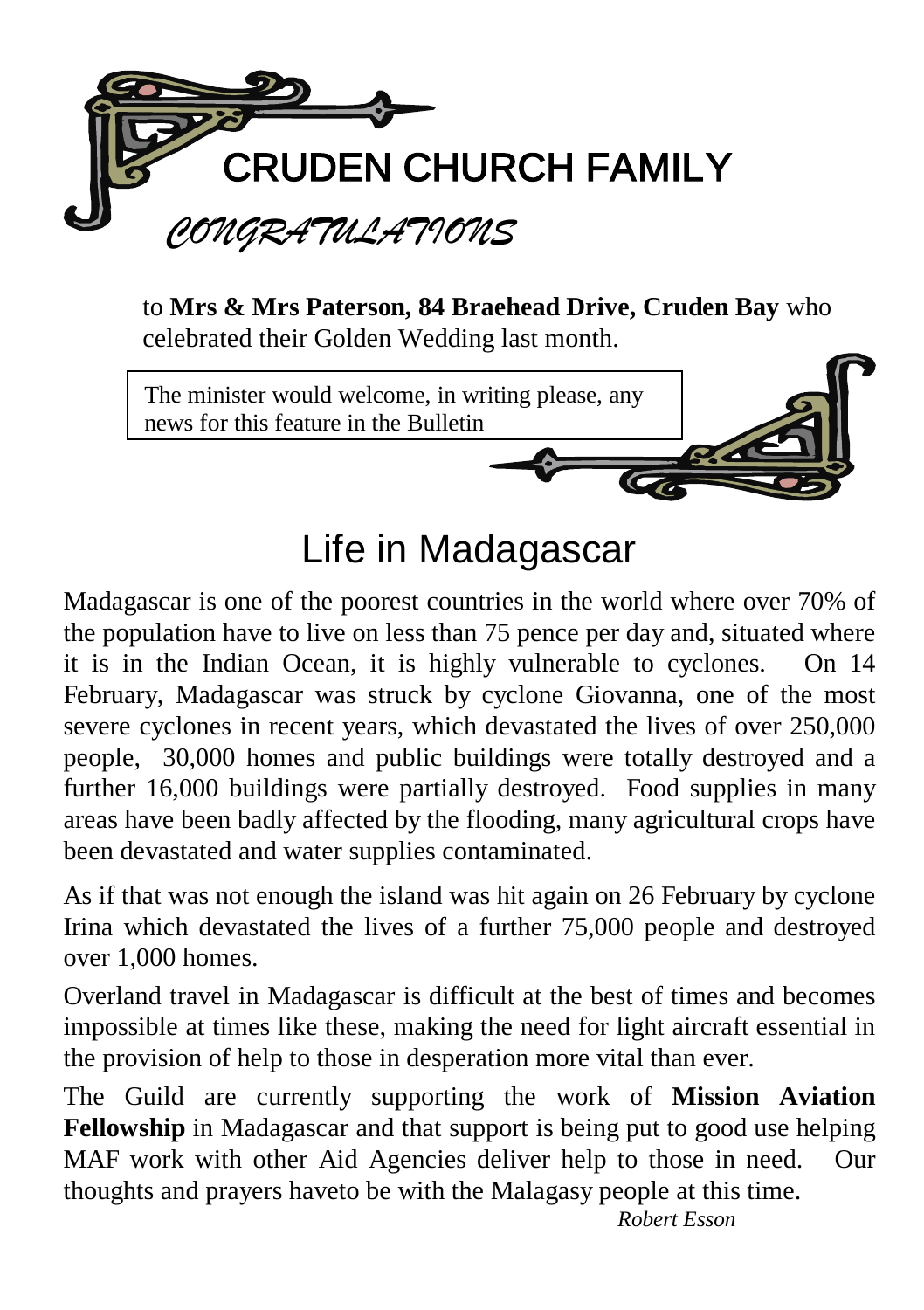# CRUDEN CHURCH FAMILY

## *CONGRATULATIONS*

to **Mrs & Mrs Paterson, 84 Braehead Drive, Cruden Bay** who celebrated their Golden Wedding last month.

The minister would welcome, in writing please, any news for this feature in the Bulletin

# Life in Madagascar

Madagascar is one of the poorest countries in the world where over 70% of the population have to live on less than 75 pence per day and, situated where it is in the Indian Ocean, it is highly vulnerable to cyclones. On 14 February, Madagascar was struck by cyclone Giovanna, one of the most severe cyclones in recent years, which devastated the lives of over 250,000 people, 30,000 homes and public buildings were totally destroyed and a further 16,000 buildings were partially destroyed. Food supplies in many areas have been badly affected by the flooding, many agricultural crops have been devastated and water supplies contaminated.

As if that was not enough the island was hit again on 26 February by cyclone Irina which devastated the lives of a further 75,000 people and destroyed over 1,000 homes.

Overland travel in Madagascar is difficult at the best of times and becomes impossible at times like these, making the need for light aircraft essential in the provision of help to those in desperation more vital than ever.

The Guild are currently supporting the work of **Mission Aviation Fellowship** in Madagascar and that support is being put to good use helping MAF work with other Aid Agencies deliver help to those in need. Our thoughts and prayers haveto be with the Malagasy people at this time.

*Robert Esson*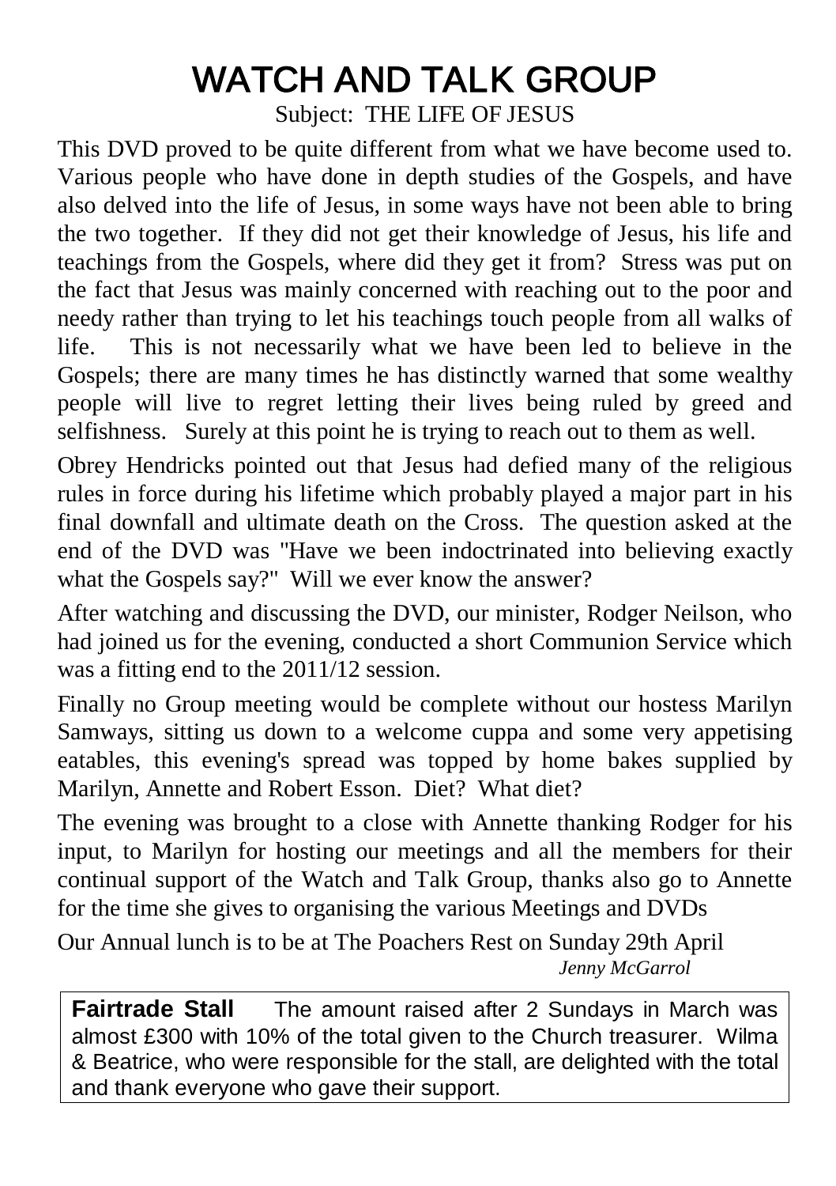# WATCH AND TALK GROUP

Subject: THE LIFE OF JESUS

This DVD proved to be quite different from what we have become used to. Various people who have done in depth studies of the Gospels, and have also delved into the life of Jesus, in some ways have not been able to bring the two together. If they did not get their knowledge of Jesus, his life and teachings from the Gospels, where did they get it from? Stress was put on the fact that Jesus was mainly concerned with reaching out to the poor and needy rather than trying to let his teachings touch people from all walks of life. This is not necessarily what we have been led to believe in the Gospels; there are many times he has distinctly warned that some wealthy people will live to regret letting their lives being ruled by greed and selfishness. Surely at this point he is trying to reach out to them as well.

Obrey Hendricks pointed out that Jesus had defied many of the religious rules in force during his lifetime which probably played a major part in his final downfall and ultimate death on the Cross. The question asked at the end of the DVD was "Have we been indoctrinated into believing exactly what the Gospels say?" Will we ever know the answer?

After watching and discussing the DVD, our minister, Rodger Neilson, who had joined us for the evening, conducted a short Communion Service which was a fitting end to the 2011/12 session.

Finally no Group meeting would be complete without our hostess Marilyn Samways, sitting us down to a welcome cuppa and some very appetising eatables, this evening's spread was topped by home bakes supplied by Marilyn, Annette and Robert Esson. Diet? What diet?

The evening was brought to a close with Annette thanking Rodger for his input, to Marilyn for hosting our meetings and all the members for their continual support of the Watch and Talk Group, thanks also go to Annette for the time she gives to organising the various Meetings and DVDs

Our Annual lunch is to be at The Poachers Rest on Sunday 29th April

*Jenny McGarrol*

**Fairtrade Stall** The amount raised after 2 Sundays in March was almost £300 with 10% of the total given to the Church treasurer. Wilma & Beatrice, who were responsible for the stall, are delighted with the total and thank everyone who gave their support.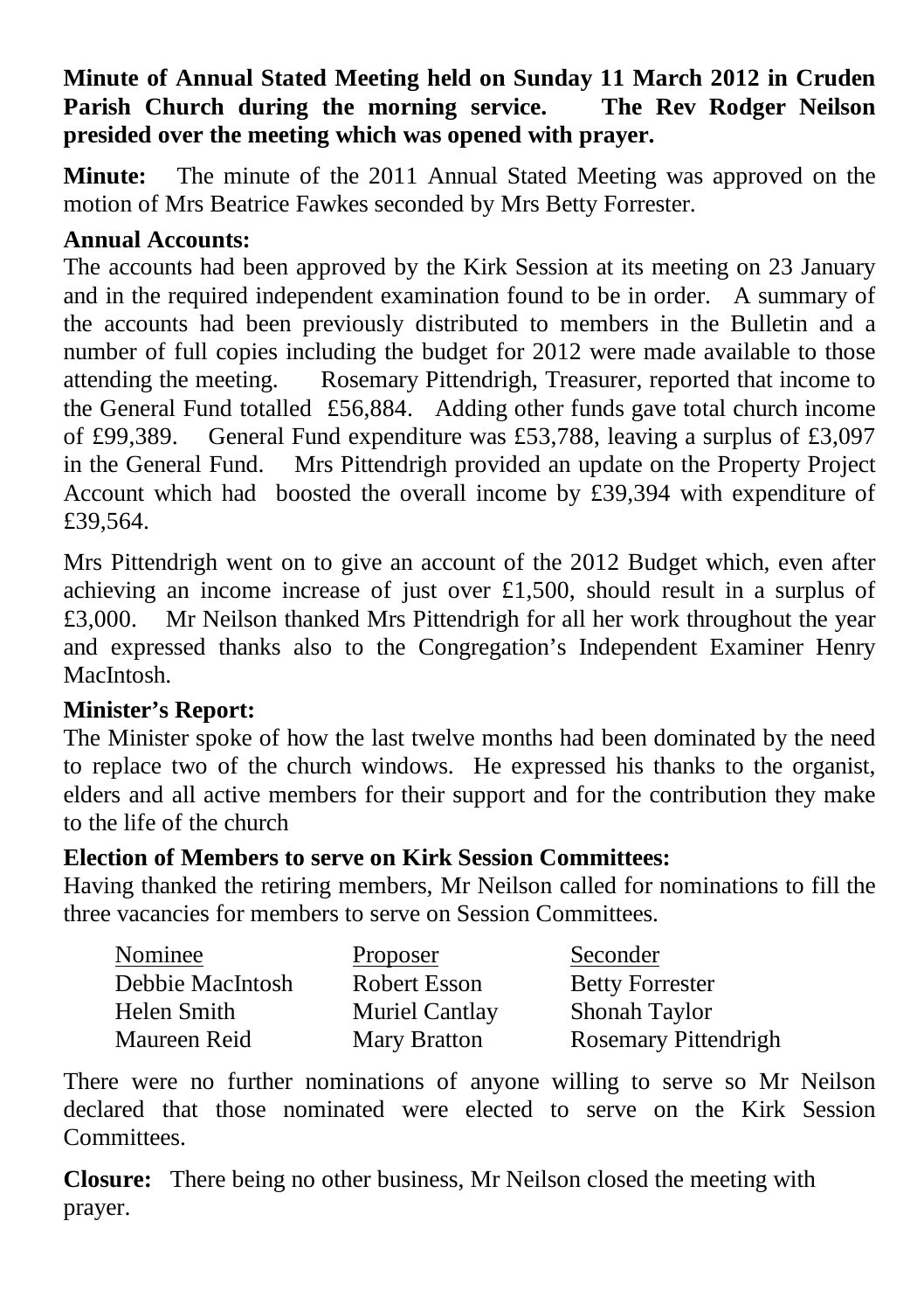**Minute of Annual Stated Meeting held on Sunday 11 March 2012 in Cruden Parish Church during the morning service. The Rev Rodger Neilson presided over the meeting which was opened with prayer.**

**Minute:** The minute of the 2011 Annual Stated Meeting was approved on the motion of Mrs Beatrice Fawkes seconded by Mrs Betty Forrester.

**Annual Accounts:**

The accounts had been approved by the Kirk Session at its meeting on 23 January and in the required independent examination found to be in order. A summary of the accounts had been previously distributed to members in the Bulletin and a number of full copies including the budget for 2012 were made available to those attending the meeting. Rosemary Pittendrigh, Treasurer, reported that income to the General Fund totalled £56,884. Adding other funds gave total church income of £99,389. General Fund expenditure was £53,788, leaving a surplus of £3,097 in the General Fund. Mrs Pittendrigh provided an update on the Property Project Account which had boosted the overall income by £39,394 with expenditure of £39,564.

Mrs Pittendrigh went on to give an account of the 2012 Budget which, even after achieving an income increase of just over £1,500, should result in a surplus of £3,000. Mr Neilson thanked Mrs Pittendrigh for all her work throughout the year and expressed thanks also to the Congregation's Independent Examiner Henry MacIntosh.

**Minister's Report:**

The Minister spoke of how the last twelve months had been dominated by the need to replace two of the church windows. He expressed his thanks to the organist, elders and all active members for their support and for the contribution they make to the life of the church

**Election of Members to serve on Kirk Session Committees:**

Having thanked the retiring members, Mr Neilson called for nominations to fill the three vacancies for members to serve on Session Committees.

| Nominee | Proposer | Seconder |
|---|---|---|
| Debbie MacIntosh | Robert Esson | Betty Forrester |
| Helen Smith | Muriel Cantlay | Shonah Taylor |
| Maureen Reid | Mary Bratton | Rosemary Pittendrigh |

There were no further nominations of anyone willing to serve so Mr Neilson declared that those nominated were elected to serve on the Kirk Session Committees.

**Closure:** There being no other business, Mr Neilson closed the meeting with prayer.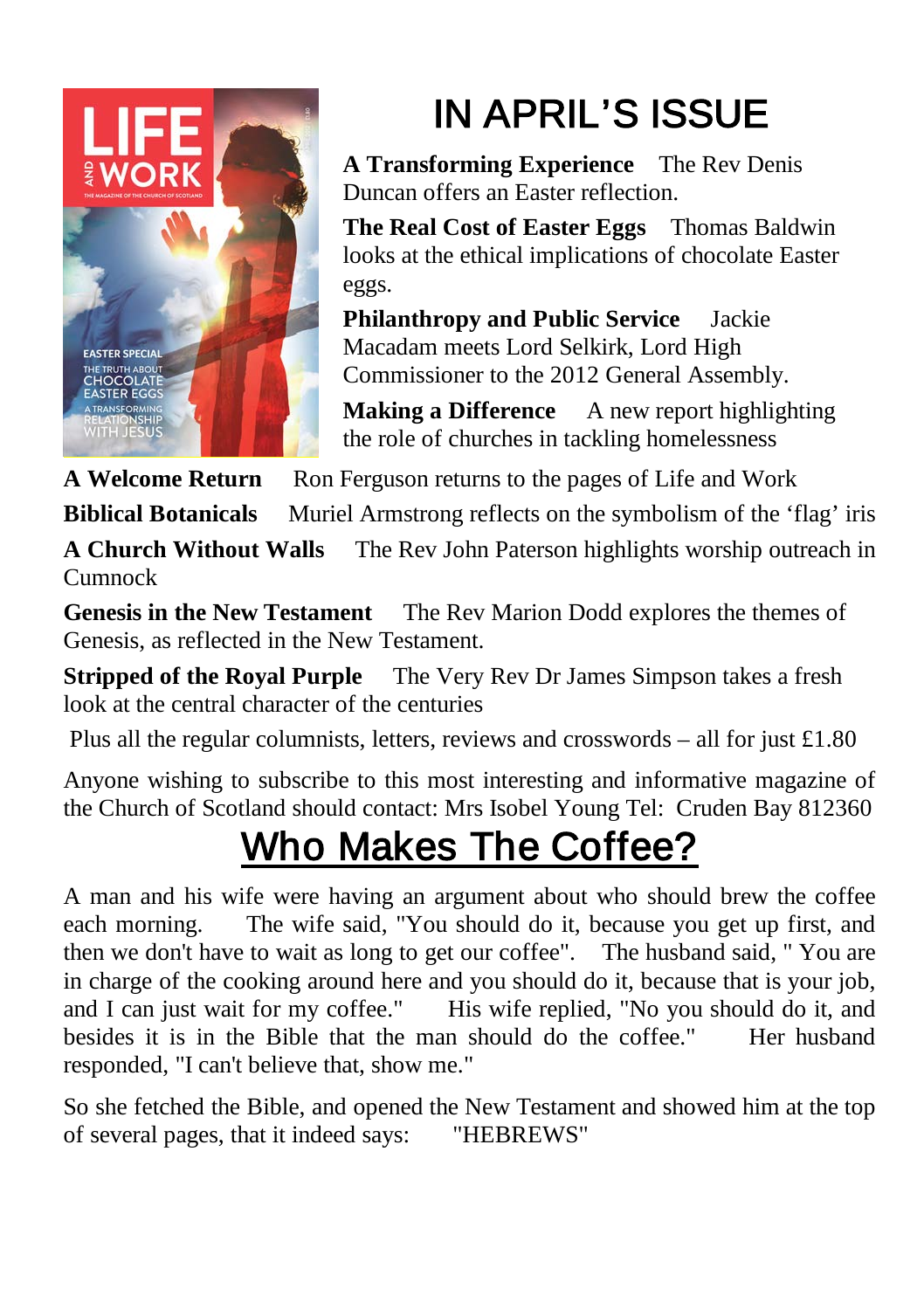# IN APRIL'S ISSUE

**A Transforming Experience** The Rev Denis Duncan offers an Easter reflection.

**The Real Cost of Easter Eggs** Thomas Baldwin looks at the ethical implications of chocolate Easter eggs.

**Philanthropy and Public Service** Jackie Macadam meets Lord Selkirk, Lord High Commissioner to the 2012 General Assembly.

**Making a Difference** A new report highlighting the role of churches in tackling homelessness

**A Welcome Return** Ron Ferguson returns to the pages of Life and Work

**Biblical Botanicals** Muriel Armstrong reflects on the symbolism of the 'flag' iris

**A Church Without Walls** The Rev John Paterson highlights worship outreach in Cumnock

**Genesis in the New Testament** The Rev Marion Dodd explores the themes of Genesis, as reflected in the New Testament.

**Stripped of the Royal Purple** The Very Rev Dr James Simpson takes a fresh look at the central character of the centuries

Plus all the regular columnists, letters, reviews and crosswords – all for just £1.80

Anyone wishing to subscribe to this most interesting and informative magazine of the Church of Scotland should contact: Mrs Isobel Young Tel: Cruden Bay 812360

# Who Makes The Coffee?

A man and his wife were having an argument about who should brew the coffee each morning. The wife said, "You should do it, because you get up first, and then we don't have to wait as long to get our coffee". The husband said, " You are in charge of the cooking around here and you should do it, because that is your job, and I can just wait for my coffee." His wife replied, "No you should do it, and besides it is in the Bible that the man should do the coffee." Her husband responded, "I can't believe that, show me."

So she fetched the Bible, and opened the New Testament and showed him at the top of several pages, that it indeed says: "HEBREWS"